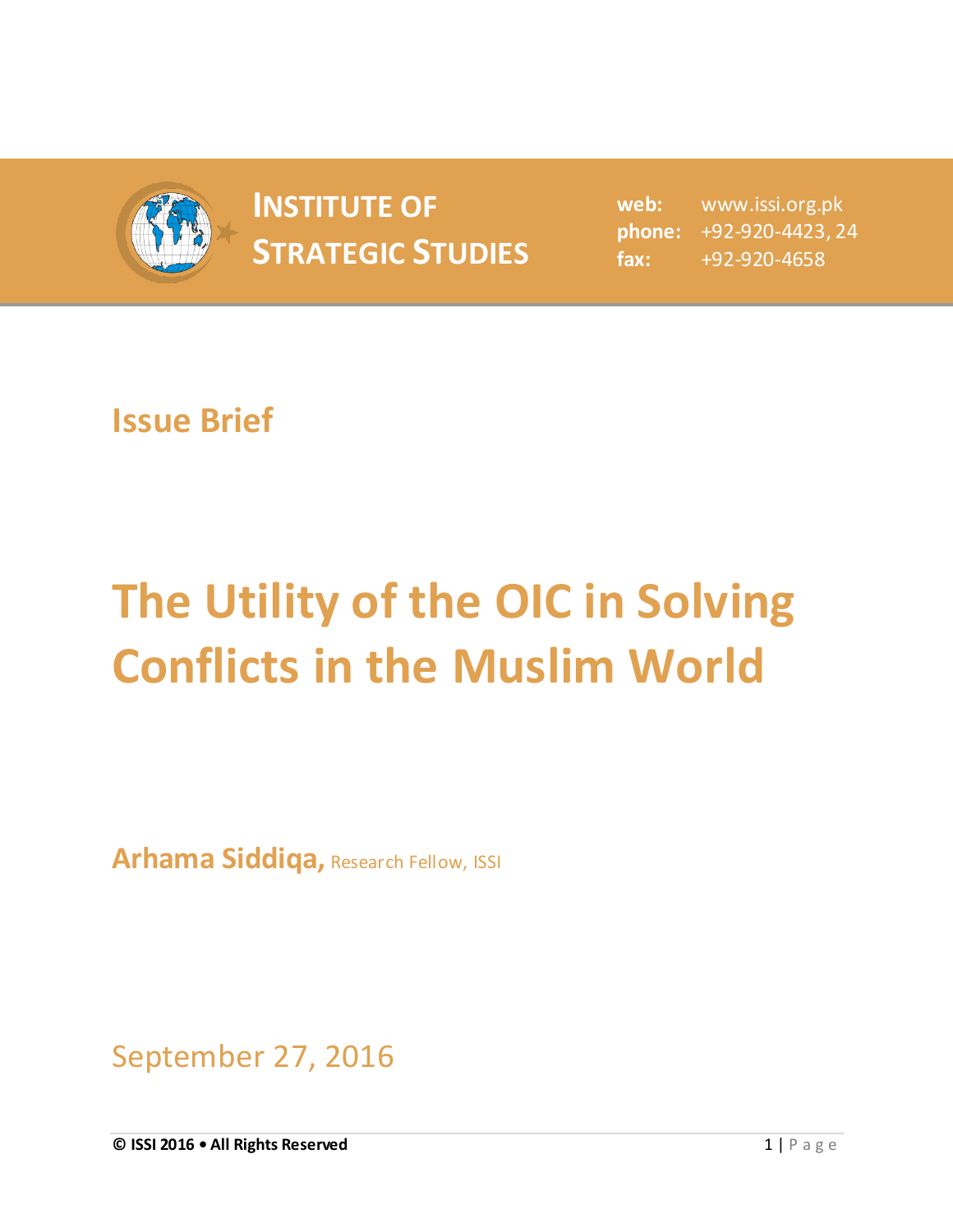**INSTITUTE OF STRATEGIC STUDIES**

**web:** www.issi.org.pk
**phone:** +92-920-4423, 24
**fax:** +92-920-4658

## Issue Brief

# The Utility of the OIC in Solving Conflicts in the Muslim World

**Arhama Siddiqa,** Research Fellow, ISSI

September 27, 2016

**© ISSI 2016 • All Rights Reserved**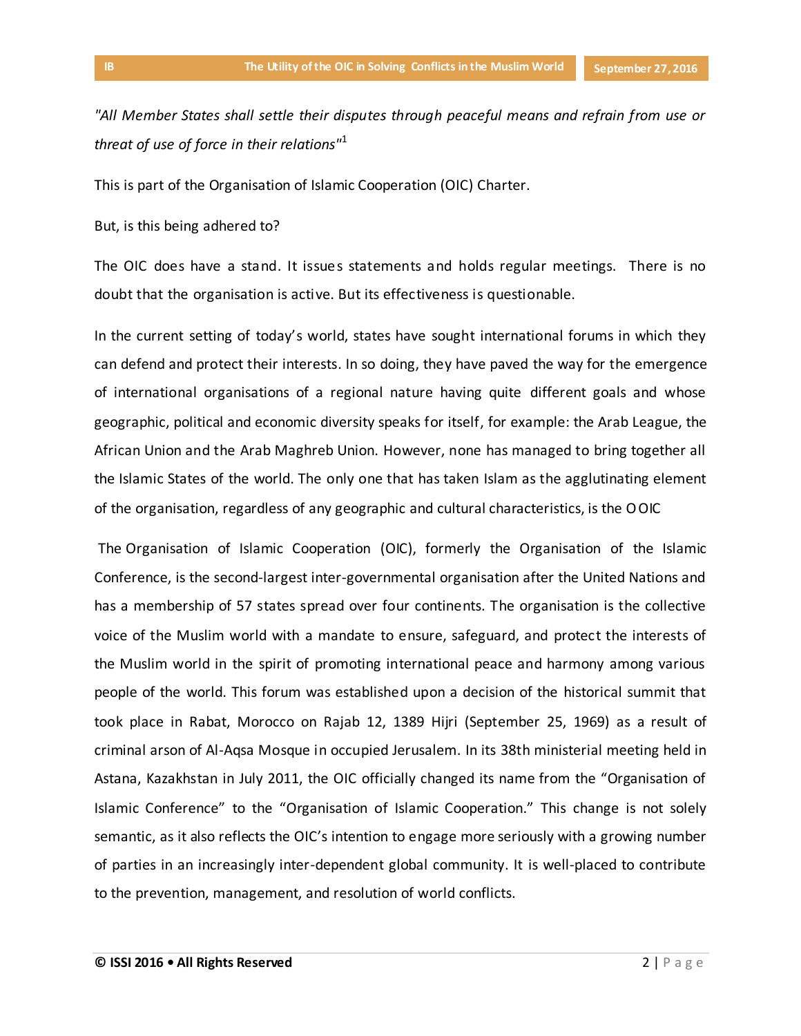*"All Member States shall settle their disputes through peaceful means and refrain from use or threat of use of force in their relations"*[1]

This is part of the Organisation of Islamic Cooperation (OIC) Charter.

But, is this being adhered to?

The OIC does have a stand. It issues statements and holds regular meetings. There is no doubt that the organisation is active. But its effectiveness is questionable.

In the current setting of today's world, states have sought international forums in which they can defend and protect their interests. In so doing, they have paved the way for the emergence of international organisations of a regional nature having quite different goals and whose geographic, political and economic diversity speaks for itself, for example: the Arab League, the African Union and the Arab Maghreb Union. However, none has managed to bring together all the Islamic States of the world. The only one that has taken Islam as the agglutinating element of the organisation, regardless of any geographic and cultural characteristics, is the O OIC

The Organisation of Islamic Cooperation (OIC), formerly the Organisation of the Islamic Conference, is the second-largest inter-governmental organisation after the United Nations and has a membership of 57 states spread over four continents. The organisation is the collective voice of the Muslim world with a mandate to ensure, safeguard, and protect the interests of the Muslim world in the spirit of promoting international peace and harmony among various people of the world. This forum was established upon a decision of the historical summit that took place in Rabat, Morocco on Rajab 12, 1389 Hijri (September 25, 1969) as a result of criminal arson of Al-Aqsa Mosque in occupied Jerusalem. In its 38th ministerial meeting held in Astana, Kazakhstan in July 2011, the OIC officially changed its name from the "Organisation of Islamic Conference" to the "Organisation of Islamic Cooperation." This change is not solely semantic, as it also reflects the OIC's intention to engage more seriously with a growing number of parties in an increasingly inter-dependent global community. It is well-placed to contribute to the prevention, management, and resolution of world conflicts.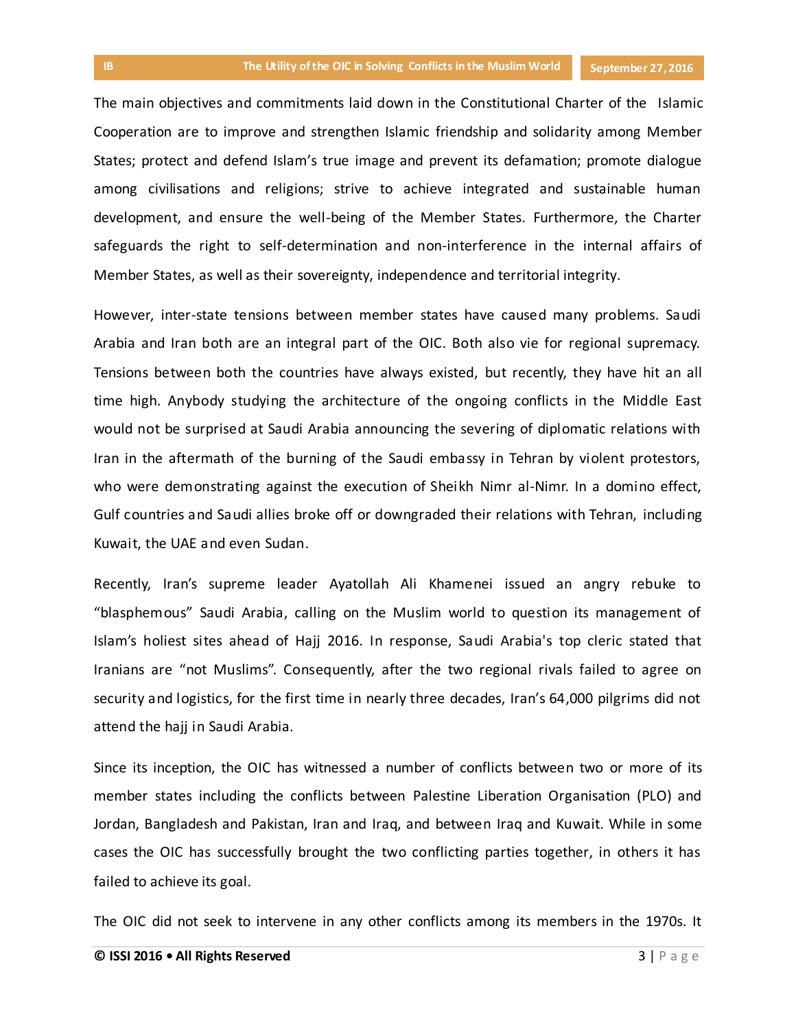The main objectives and commitments laid down in the Constitutional Charter of the Islamic Cooperation are to improve and strengthen Islamic friendship and solidarity among Member States; protect and defend Islam's true image and prevent its defamation; promote dialogue among civilisations and religions; strive to achieve integrated and sustainable human development, and ensure the well-being of the Member States. Furthermore, the Charter safeguards the right to self-determination and non-interference in the internal affairs of Member States, as well as their sovereignty, independence and territorial integrity.

However, inter-state tensions between member states have caused many problems. Saudi Arabia and Iran both are an integral part of the OIC. Both also vie for regional supremacy. Tensions between both the countries have always existed, but recently, they have hit an all time high. Anybody studying the architecture of the ongoing conflicts in the Middle East would not be surprised at Saudi Arabia announcing the severing of diplomatic relations with Iran in the aftermath of the burning of the Saudi embassy in Tehran by violent protestors, who were demonstrating against the execution of Sheikh Nimr al-Nimr. In a domino effect, Gulf countries and Saudi allies broke off or downgraded their relations with Tehran, including Kuwait, the UAE and even Sudan.

Recently, Iran's supreme leader Ayatollah Ali Khamenei issued an angry rebuke to "blasphemous" Saudi Arabia, calling on the Muslim world to question its management of Islam's holiest sites ahead of Hajj 2016. In response, Saudi Arabia's top cleric stated that Iranians are "not Muslims". Consequently, after the two regional rivals failed to agree on security and logistics, for the first time in nearly three decades, Iran's 64,000 pilgrims did not attend the hajj in Saudi Arabia.

Since its inception, the OIC has witnessed a number of conflicts between two or more of its member states including the conflicts between Palestine Liberation Organisation (PLO) and Jordan, Bangladesh and Pakistan, Iran and Iraq, and between Iraq and Kuwait. While in some cases the OIC has successfully brought the two conflicting parties together, in others it has failed to achieve its goal.

The OIC did not seek to intervene in any other conflicts among its members in the 1970s. It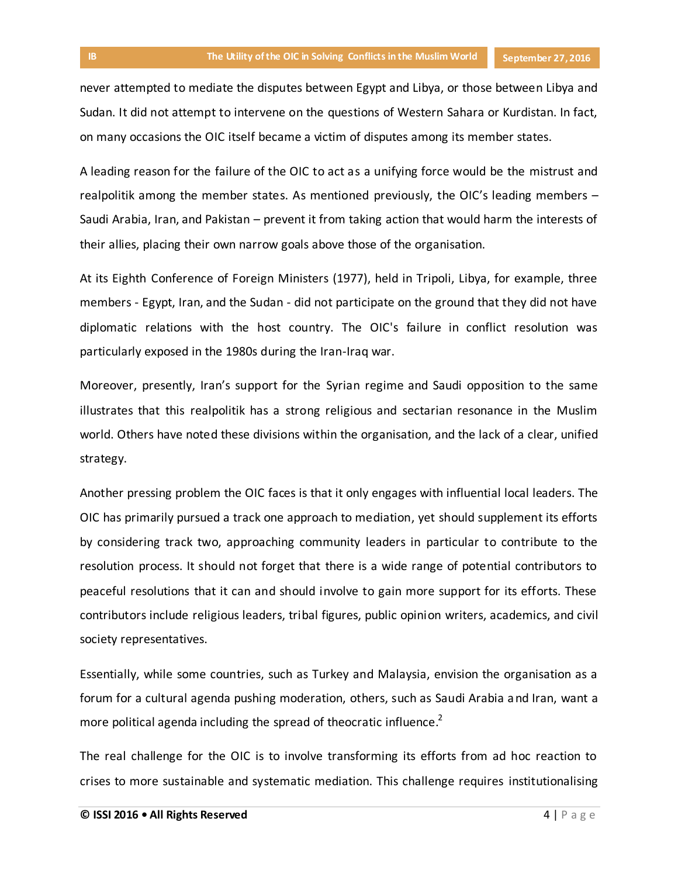never attempted to mediate the disputes between Egypt and Libya, or those between Libya and Sudan. It did not attempt to intervene on the questions of Western Sahara or Kurdistan. In fact, on many occasions the OIC itself became a victim of disputes among its member states.

A leading reason for the failure of the OIC to act as a unifying force would be the mistrust and realpolitik among the member states. As mentioned previously, the OIC's leading members – Saudi Arabia, Iran, and Pakistan – prevent it from taking action that would harm the interests of their allies, placing their own narrow goals above those of the organisation.

At its Eighth Conference of Foreign Ministers (1977), held in Tripoli, Libya, for example, three members - Egypt, Iran, and the Sudan - did not participate on the ground that they did not have diplomatic relations with the host country. The OIC's failure in conflict resolution was particularly exposed in the 1980s during the Iran-Iraq war.

Moreover, presently, Iran's support for the Syrian regime and Saudi opposition to the same illustrates that this realpolitik has a strong religious and sectarian resonance in the Muslim world. Others have noted these divisions within the organisation, and the lack of a clear, unified strategy.

Another pressing problem the OIC faces is that it only engages with influential local leaders. The OIC has primarily pursued a track one approach to mediation, yet should supplement its efforts by considering track two, approaching community leaders in particular to contribute to the resolution process. It should not forget that there is a wide range of potential contributors to peaceful resolutions that it can and should involve to gain more support for its efforts. These contributors include religious leaders, tribal figures, public opinion writers, academics, and civil society representatives.

Essentially, while some countries, such as Turkey and Malaysia, envision the organisation as a forum for a cultural agenda pushing moderation, others, such as Saudi Arabia and Iran, want a more political agenda including the spread of theocratic influence.[2]

The real challenge for the OIC is to involve transforming its efforts from ad hoc reaction to crises to more sustainable and systematic mediation. This challenge requires institutionalising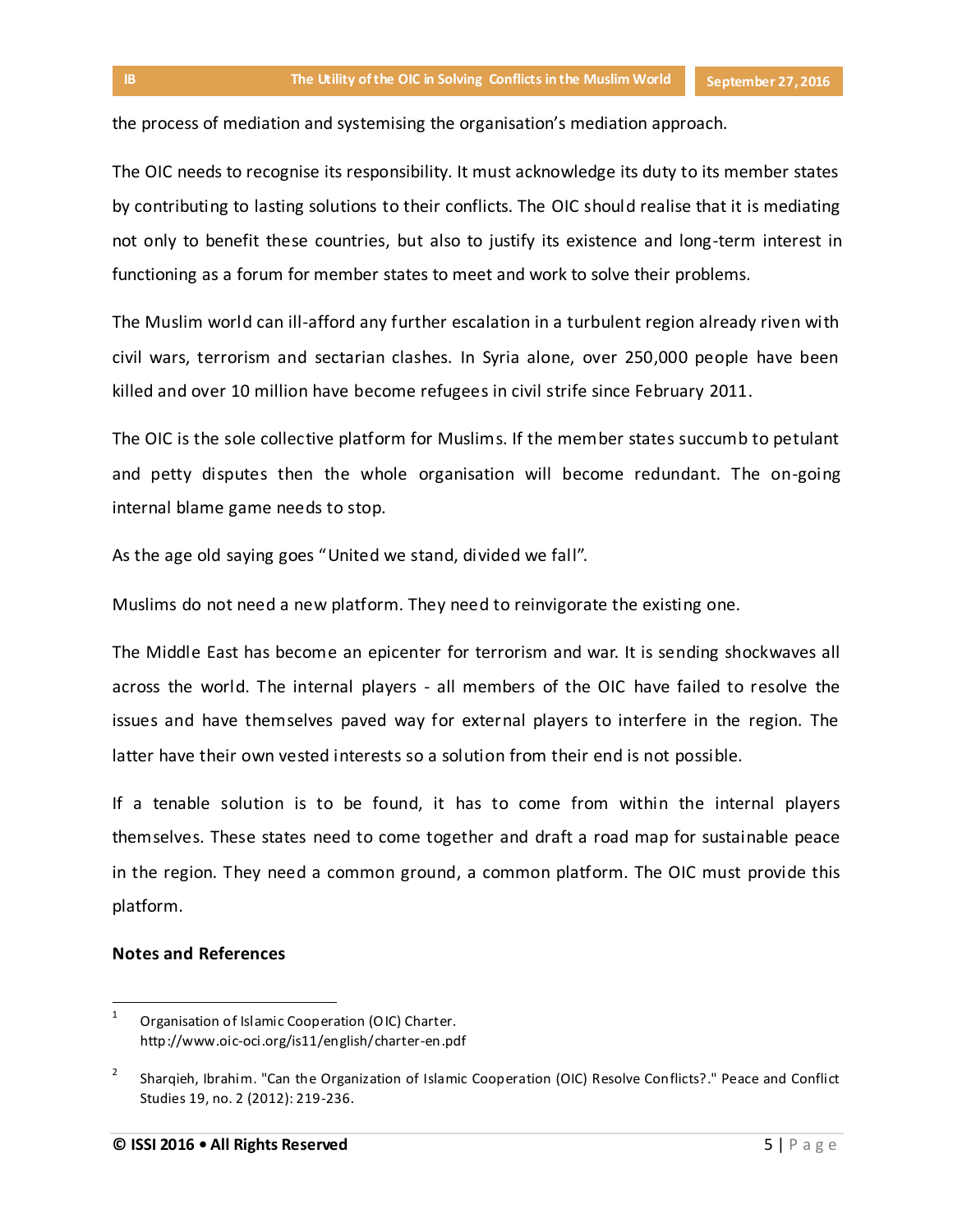the process of mediation and systemising the organisation's mediation approach.

The OIC needs to recognise its responsibility. It must acknowledge its duty to its member states by contributing to lasting solutions to their conflicts. The OIC should realise that it is mediating not only to benefit these countries, but also to justify its existence and long-term interest in functioning as a forum for member states to meet and work to solve their problems.

The Muslim world can ill-afford any further escalation in a turbulent region already riven with civil wars, terrorism and sectarian clashes. In Syria alone, over 250,000 people have been killed and over 10 million have become refugees in civil strife since February 2011.

The OIC is the sole collective platform for Muslims. If the member states succumb to petulant and petty disputes then the whole organisation will become redundant. The on-going internal blame game needs to stop.

As the age old saying goes "United we stand, divided we fall".

Muslims do not need a new platform. They need to reinvigorate the existing one.

The Middle East has become an epicenter for terrorism and war. It is sending shockwaves all across the world. The internal players - all members of the OIC have failed to resolve the issues and have themselves paved way for external players to interfere in the region. The latter have their own vested interests so a solution from their end is not possible.

If a tenable solution is to be found, it has to come from within the internal players themselves. These states need to come together and draft a road map for sustainable peace in the region. They need a common ground, a common platform. The OIC must provide this platform.

**Notes and References**

[1] Organisation of Islamic Cooperation (OIC) Charter. http://www.oic-oci.org/is11/english/charter-en.pdf

[2] Sharqieh, Ibrahim. "Can the Organization of Islamic Cooperation (OIC) Resolve Conflicts?." Peace and Conflict Studies 19, no. 2 (2012): 219-236.